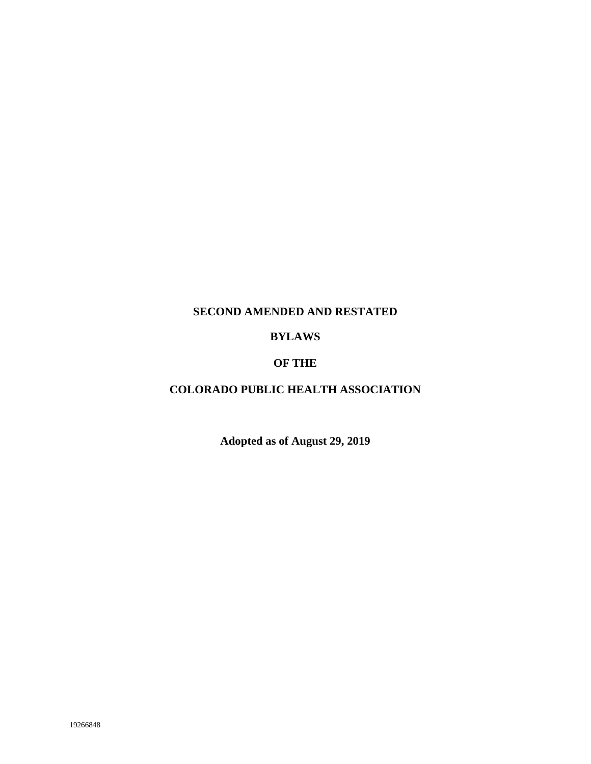# SECOND AMENDED AND RESTATED

# BYLAWS

# OF THE

# COLORADO PUBLIC HEALTH ASSOCIATION

**Adopted as of August 29, 2019**

19266848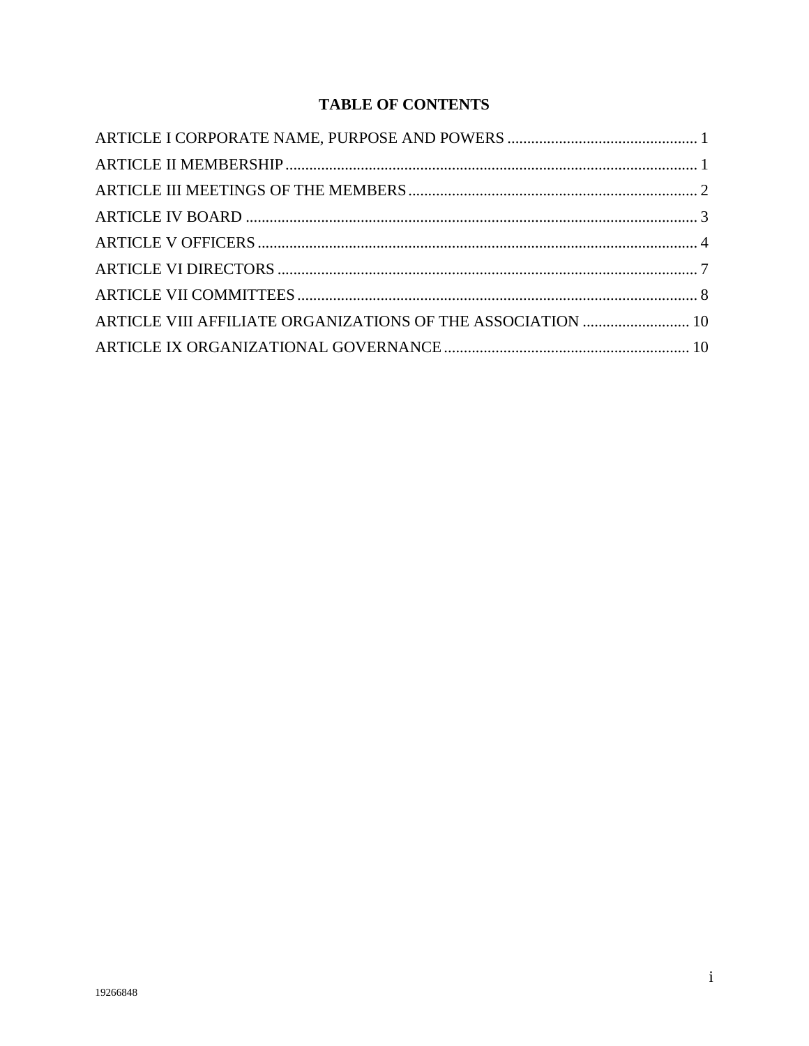# TABLE OF CONTENTS

ARTICLE I CORPORATE NAME, PURPOSE AND POWERS ................................................ 1

ARTICLE II MEMBERSHIP ........................................................................................................ 1

ARTICLE III MEETINGS OF THE MEMBERS ......................................................................... 2

ARTICLE IV BOARD .................................................................................................................. 3

ARTICLE V OFFICERS ............................................................................................................... 4

ARTICLE VI DIRECTORS .......................................................................................................... 7

ARTICLE VII COMMITTEES ..................................................................................................... 8

ARTICLE VIII AFFILIATE ORGANIZATIONS OF THE ASSOCIATION ........................... 10

ARTICLE IX ORGANIZATIONAL GOVERNANCE .............................................................. 10

19266848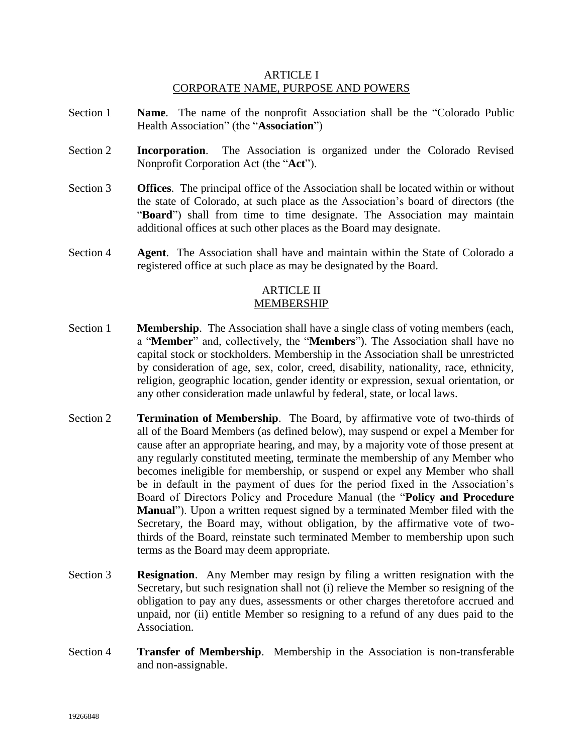## ARTICLE I
## CORPORATE NAME, PURPOSE AND POWERS

Section 1 **Name**. The name of the nonprofit Association shall be the "Colorado Public Health Association" (the "**Association**")

Section 2 **Incorporation**. The Association is organized under the Colorado Revised Nonprofit Corporation Act (the "**Act**").

Section 3 **Offices**. The principal office of the Association shall be located within or without the state of Colorado, at such place as the Association's board of directors (the "**Board**") shall from time to time designate. The Association may maintain additional offices at such other places as the Board may designate.

Section 4 **Agent**. The Association shall have and maintain within the State of Colorado a registered office at such place as may be designated by the Board.

## ARTICLE II
## MEMBERSHIP

Section 1 **Membership**. The Association shall have a single class of voting members (each, a "**Member**" and, collectively, the "**Members**"). The Association shall have no capital stock or stockholders. Membership in the Association shall be unrestricted by consideration of age, sex, color, creed, disability, nationality, race, ethnicity, religion, geographic location, gender identity or expression, sexual orientation, or any other consideration made unlawful by federal, state, or local laws.

Section 2 **Termination of Membership**. The Board, by affirmative vote of two-thirds of all of the Board Members (as defined below), may suspend or expel a Member for cause after an appropriate hearing, and may, by a majority vote of those present at any regularly constituted meeting, terminate the membership of any Member who becomes ineligible for membership, or suspend or expel any Member who shall be in default in the payment of dues for the period fixed in the Association's Board of Directors Policy and Procedure Manual (the "**Policy and Procedure Manual**"). Upon a written request signed by a terminated Member filed with the Secretary, the Board may, without obligation, by the affirmative vote of two-thirds of the Board, reinstate such terminated Member to membership upon such terms as the Board may deem appropriate.

Section 3 **Resignation**. Any Member may resign by filing a written resignation with the Secretary, but such resignation shall not (i) relieve the Member so resigning of the obligation to pay any dues, assessments or other charges theretofore accrued and unpaid, nor (ii) entitle Member so resigning to a refund of any dues paid to the Association.

Section 4 **Transfer of Membership**. Membership in the Association is non-transferable and non-assignable.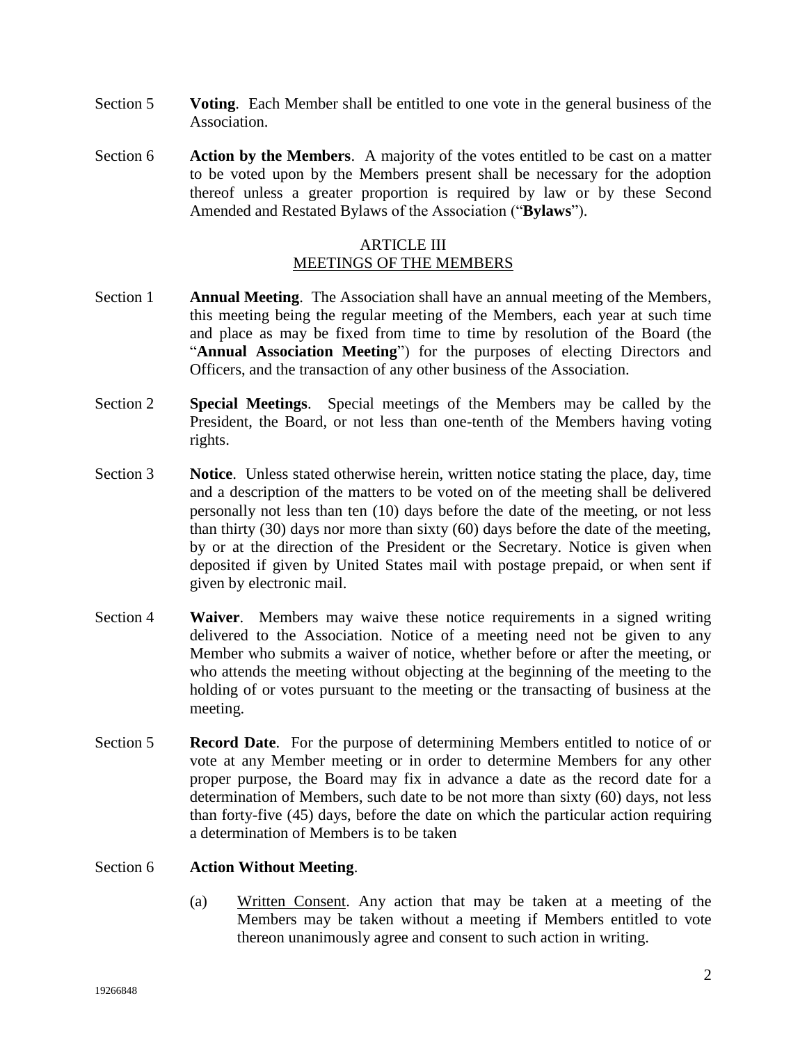Section 5 **Voting**. Each Member shall be entitled to one vote in the general business of the Association.

Section 6 **Action by the Members**. A majority of the votes entitled to be cast on a matter to be voted upon by the Members present shall be necessary for the adoption thereof unless a greater proportion is required by law or by these Second Amended and Restated Bylaws of the Association ("**Bylaws**").

## ARTICLE III
## MEETINGS OF THE MEMBERS

Section 1 **Annual Meeting**. The Association shall have an annual meeting of the Members, this meeting being the regular meeting of the Members, each year at such time and place as may be fixed from time to time by resolution of the Board (the "**Annual Association Meeting**") for the purposes of electing Directors and Officers, and the transaction of any other business of the Association.

Section 2 **Special Meetings**. Special meetings of the Members may be called by the President, the Board, or not less than one-tenth of the Members having voting rights.

Section 3 **Notice**. Unless stated otherwise herein, written notice stating the place, day, time and a description of the matters to be voted on of the meeting shall be delivered personally not less than ten (10) days before the date of the meeting, or not less than thirty (30) days nor more than sixty (60) days before the date of the meeting, by or at the direction of the President or the Secretary. Notice is given when deposited if given by United States mail with postage prepaid, or when sent if given by electronic mail.

Section 4 **Waiver**. Members may waive these notice requirements in a signed writing delivered to the Association. Notice of a meeting need not be given to any Member who submits a waiver of notice, whether before or after the meeting, or who attends the meeting without objecting at the beginning of the meeting to the holding of or votes pursuant to the meeting or the transacting of business at the meeting.

Section 5 **Record Date**. For the purpose of determining Members entitled to notice of or vote at any Member meeting or in order to determine Members for any other proper purpose, the Board may fix in advance a date as the record date for a determination of Members, such date to be not more than sixty (60) days, not less than forty-five (45) days, before the date on which the particular action requiring a determination of Members is to be taken

Section 6 **Action Without Meeting**.

(a) Written Consent. Any action that may be taken at a meeting of the Members may be taken without a meeting if Members entitled to vote thereon unanimously agree and consent to such action in writing.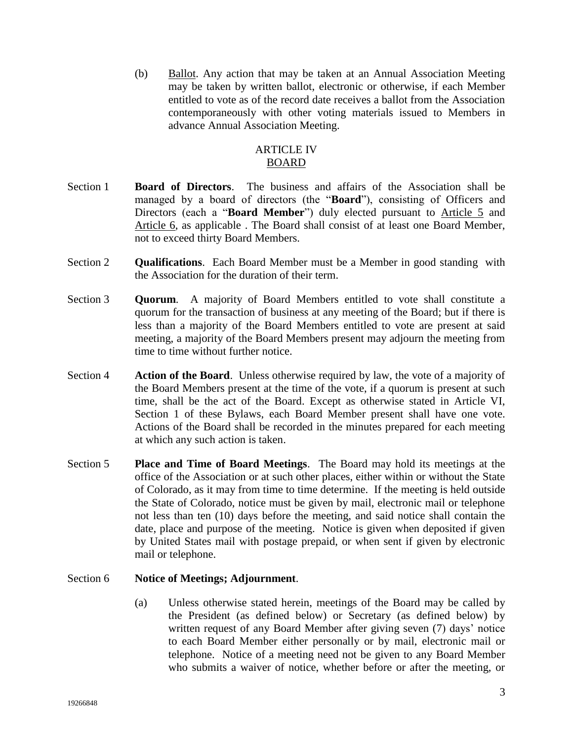(b) Ballot. Any action that may be taken at an Annual Association Meeting may be taken by written ballot, electronic or otherwise, if each Member entitled to vote as of the record date receives a ballot from the Association contemporaneously with other voting materials issued to Members in advance Annual Association Meeting.

## ARTICLE IV
## BOARD

Section 1 **Board of Directors**. The business and affairs of the Association shall be managed by a board of directors (the "**Board**"), consisting of Officers and Directors (each a "**Board Member**") duly elected pursuant to Article 5 and Article 6, as applicable . The Board shall consist of at least one Board Member, not to exceed thirty Board Members.

Section 2 **Qualifications**. Each Board Member must be a Member in good standing with the Association for the duration of their term.

Section 3 **Quorum**. A majority of Board Members entitled to vote shall constitute a quorum for the transaction of business at any meeting of the Board; but if there is less than a majority of the Board Members entitled to vote are present at said meeting, a majority of the Board Members present may adjourn the meeting from time to time without further notice.

Section 4 **Action of the Board**. Unless otherwise required by law, the vote of a majority of the Board Members present at the time of the vote, if a quorum is present at such time, shall be the act of the Board. Except as otherwise stated in Article VI, Section 1 of these Bylaws, each Board Member present shall have one vote. Actions of the Board shall be recorded in the minutes prepared for each meeting at which any such action is taken.

Section 5 **Place and Time of Board Meetings**. The Board may hold its meetings at the office of the Association or at such other places, either within or without the State of Colorado, as it may from time to time determine. If the meeting is held outside the State of Colorado, notice must be given by mail, electronic mail or telephone not less than ten (10) days before the meeting, and said notice shall contain the date, place and purpose of the meeting. Notice is given when deposited if given by United States mail with postage prepaid, or when sent if given by electronic mail or telephone.

Section 6 **Notice of Meetings; Adjournment**.

(a) Unless otherwise stated herein, meetings of the Board may be called by the President (as defined below) or Secretary (as defined below) by written request of any Board Member after giving seven (7) days' notice to each Board Member either personally or by mail, electronic mail or telephone. Notice of a meeting need not be given to any Board Member who submits a waiver of notice, whether before or after the meeting, or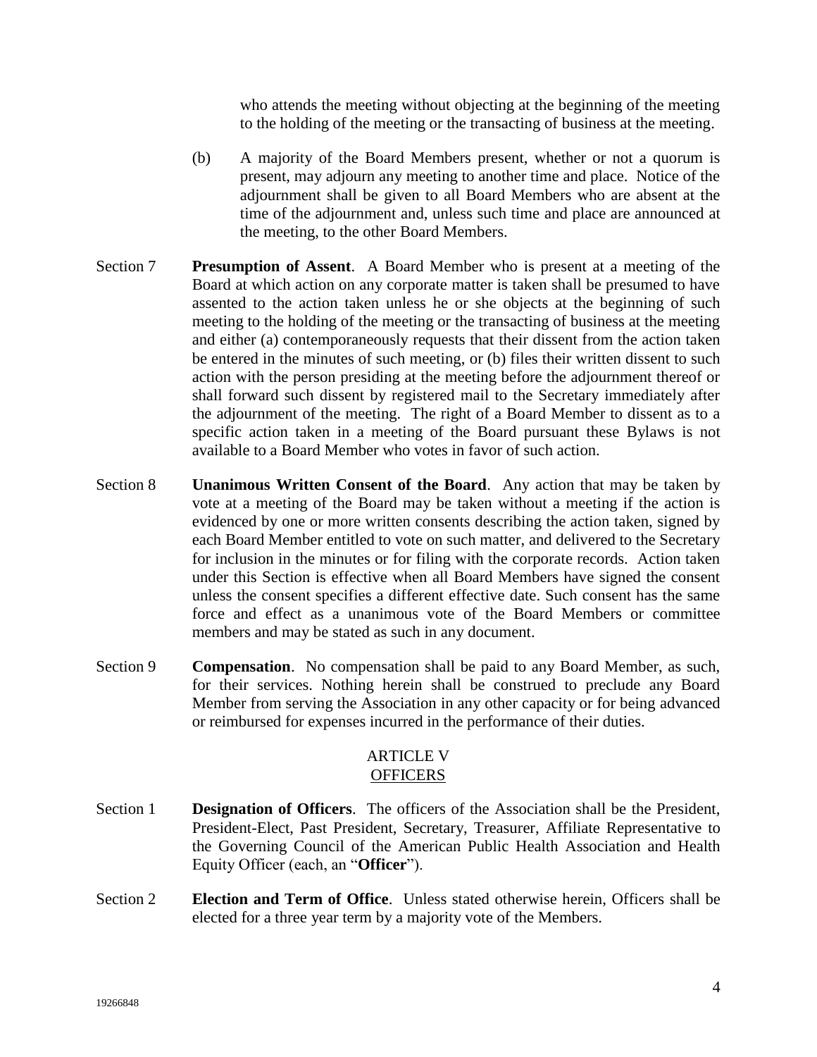who attends the meeting without objecting at the beginning of the meeting to the holding of the meeting or the transacting of business at the meeting.

(b) A majority of the Board Members present, whether or not a quorum is present, may adjourn any meeting to another time and place. Notice of the adjournment shall be given to all Board Members who are absent at the time of the adjournment and, unless such time and place are announced at the meeting, to the other Board Members.

Section 7 **Presumption of Assent**. A Board Member who is present at a meeting of the Board at which action on any corporate matter is taken shall be presumed to have assented to the action taken unless he or she objects at the beginning of such meeting to the holding of the meeting or the transacting of business at the meeting and either (a) contemporaneously requests that their dissent from the action taken be entered in the minutes of such meeting, or (b) files their written dissent to such action with the person presiding at the meeting before the adjournment thereof or shall forward such dissent by registered mail to the Secretary immediately after the adjournment of the meeting. The right of a Board Member to dissent as to a specific action taken in a meeting of the Board pursuant these Bylaws is not available to a Board Member who votes in favor of such action.

Section 8 **Unanimous Written Consent of the Board**. Any action that may be taken by vote at a meeting of the Board may be taken without a meeting if the action is evidenced by one or more written consents describing the action taken, signed by each Board Member entitled to vote on such matter, and delivered to the Secretary for inclusion in the minutes or for filing with the corporate records. Action taken under this Section is effective when all Board Members have signed the consent unless the consent specifies a different effective date. Such consent has the same force and effect as a unanimous vote of the Board Members or committee members and may be stated as such in any document.

Section 9 **Compensation**. No compensation shall be paid to any Board Member, as such, for their services. Nothing herein shall be construed to preclude any Board Member from serving the Association in any other capacity or for being advanced or reimbursed for expenses incurred in the performance of their duties.

## ARTICLE V
## OFFICERS

Section 1 **Designation of Officers**. The officers of the Association shall be the President, President-Elect, Past President, Secretary, Treasurer, Affiliate Representative to the Governing Council of the American Public Health Association and Health Equity Officer (each, an "**Officer**").

Section 2 **Election and Term of Office**. Unless stated otherwise herein, Officers shall be elected for a three year term by a majority vote of the Members.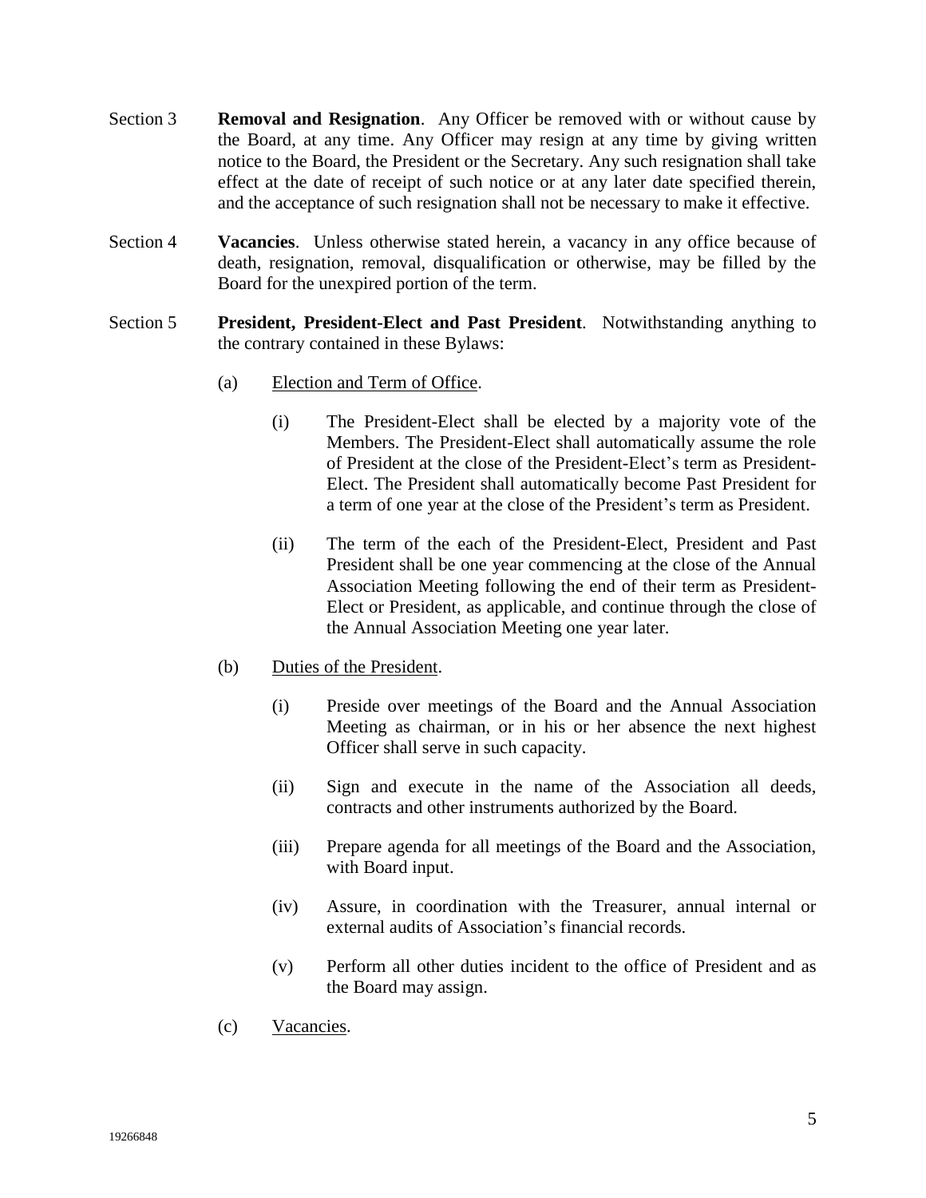Section 3 **Removal and Resignation**. Any Officer be removed with or without cause by the Board, at any time. Any Officer may resign at any time by giving written notice to the Board, the President or the Secretary. Any such resignation shall take effect at the date of receipt of such notice or at any later date specified therein, and the acceptance of such resignation shall not be necessary to make it effective.

Section 4 **Vacancies**. Unless otherwise stated herein, a vacancy in any office because of death, resignation, removal, disqualification or otherwise, may be filled by the Board for the unexpired portion of the term.

Section 5 **President, President-Elect and Past President**. Notwithstanding anything to the contrary contained in these Bylaws:

(a) Election and Term of Office.

(i) The President-Elect shall be elected by a majority vote of the Members. The President-Elect shall automatically assume the role of President at the close of the President-Elect's term as President-Elect. The President shall automatically become Past President for a term of one year at the close of the President's term as President.

(ii) The term of the each of the President-Elect, President and Past President shall be one year commencing at the close of the Annual Association Meeting following the end of their term as President-Elect or President, as applicable, and continue through the close of the Annual Association Meeting one year later.

(b) Duties of the President.

(i) Preside over meetings of the Board and the Annual Association Meeting as chairman, or in his or her absence the next highest Officer shall serve in such capacity.

(ii) Sign and execute in the name of the Association all deeds, contracts and other instruments authorized by the Board.

(iii) Prepare agenda for all meetings of the Board and the Association, with Board input.

(iv) Assure, in coordination with the Treasurer, annual internal or external audits of Association's financial records.

(v) Perform all other duties incident to the office of President and as the Board may assign.

(c) Vacancies.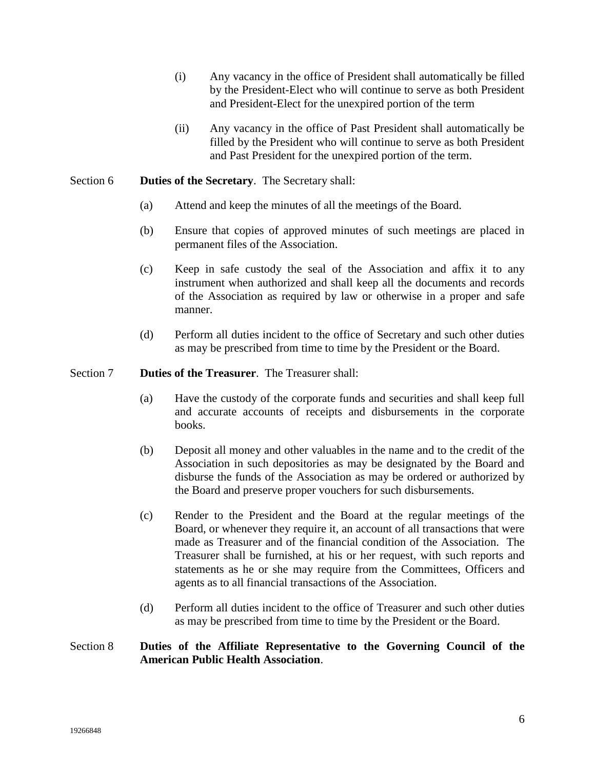(i) Any vacancy in the office of President shall automatically be filled by the President-Elect who will continue to serve as both President and President-Elect for the unexpired portion of the term

(ii) Any vacancy in the office of Past President shall automatically be filled by the President who will continue to serve as both President and Past President for the unexpired portion of the term.

Section 6 **Duties of the Secretary**. The Secretary shall:

(a) Attend and keep the minutes of all the meetings of the Board.

(b) Ensure that copies of approved minutes of such meetings are placed in permanent files of the Association.

(c) Keep in safe custody the seal of the Association and affix it to any instrument when authorized and shall keep all the documents and records of the Association as required by law or otherwise in a proper and safe manner.

(d) Perform all duties incident to the office of Secretary and such other duties as may be prescribed from time to time by the President or the Board.

Section 7 **Duties of the Treasurer**. The Treasurer shall:

(a) Have the custody of the corporate funds and securities and shall keep full and accurate accounts of receipts and disbursements in the corporate books.

(b) Deposit all money and other valuables in the name and to the credit of the Association in such depositories as may be designated by the Board and disburse the funds of the Association as may be ordered or authorized by the Board and preserve proper vouchers for such disbursements.

(c) Render to the President and the Board at the regular meetings of the Board, or whenever they require it, an account of all transactions that were made as Treasurer and of the financial condition of the Association. The Treasurer shall be furnished, at his or her request, with such reports and statements as he or she may require from the Committees, Officers and agents as to all financial transactions of the Association.

(d) Perform all duties incident to the office of Treasurer and such other duties as may be prescribed from time to time by the President or the Board.

Section 8 **Duties of the Affiliate Representative to the Governing Council of the American Public Health Association**.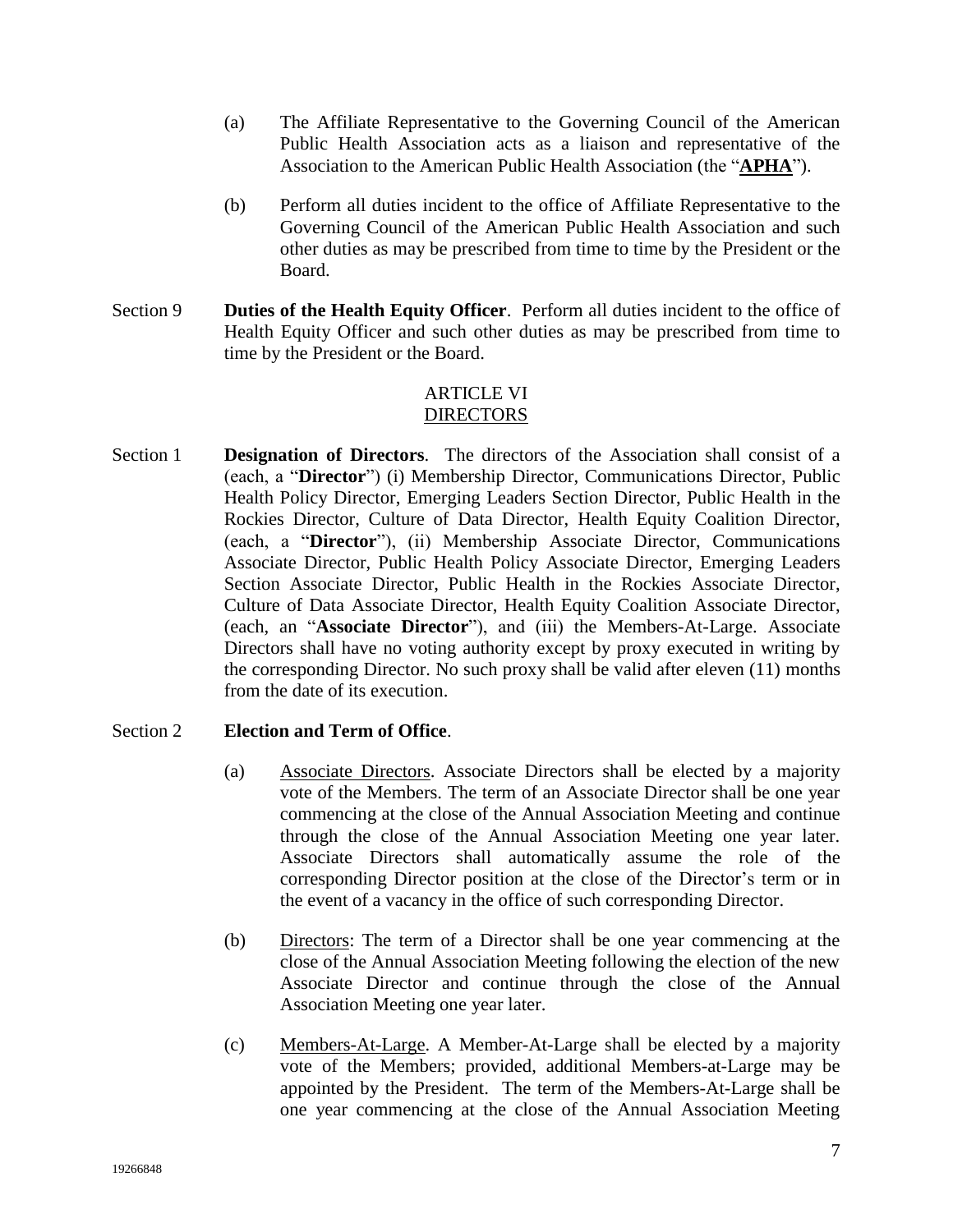(a) The Affiliate Representative to the Governing Council of the American Public Health Association acts as a liaison and representative of the Association to the American Public Health Association (the "**APHA**").

(b) Perform all duties incident to the office of Affiliate Representative to the Governing Council of the American Public Health Association and such other duties as may be prescribed from time to time by the President or the Board.

Section 9 **Duties of the Health Equity Officer**. Perform all duties incident to the office of Health Equity Officer and such other duties as may be prescribed from time to time by the President or the Board.

## ARTICLE VI
## DIRECTORS

Section 1 **Designation of Directors**. The directors of the Association shall consist of a (each, a "**Director**") (i) Membership Director, Communications Director, Public Health Policy Director, Emerging Leaders Section Director, Public Health in the Rockies Director, Culture of Data Director, Health Equity Coalition Director, (each, a "**Director**"), (ii) Membership Associate Director, Communications Associate Director, Public Health Policy Associate Director, Emerging Leaders Section Associate Director, Public Health in the Rockies Associate Director, Culture of Data Associate Director, Health Equity Coalition Associate Director, (each, an "**Associate Director**"), and (iii) the Members-At-Large. Associate Directors shall have no voting authority except by proxy executed in writing by the corresponding Director. No such proxy shall be valid after eleven (11) months from the date of its execution.

Section 2 **Election and Term of Office**.

(a) Associate Directors. Associate Directors shall be elected by a majority vote of the Members. The term of an Associate Director shall be one year commencing at the close of the Annual Association Meeting and continue through the close of the Annual Association Meeting one year later. Associate Directors shall automatically assume the role of the corresponding Director position at the close of the Director's term or in the event of a vacancy in the office of such corresponding Director.

(b) Directors: The term of a Director shall be one year commencing at the close of the Annual Association Meeting following the election of the new Associate Director and continue through the close of the Annual Association Meeting one year later.

(c) Members-At-Large. A Member-At-Large shall be elected by a majority vote of the Members; provided, additional Members-at-Large may be appointed by the President. The term of the Members-At-Large shall be one year commencing at the close of the Annual Association Meeting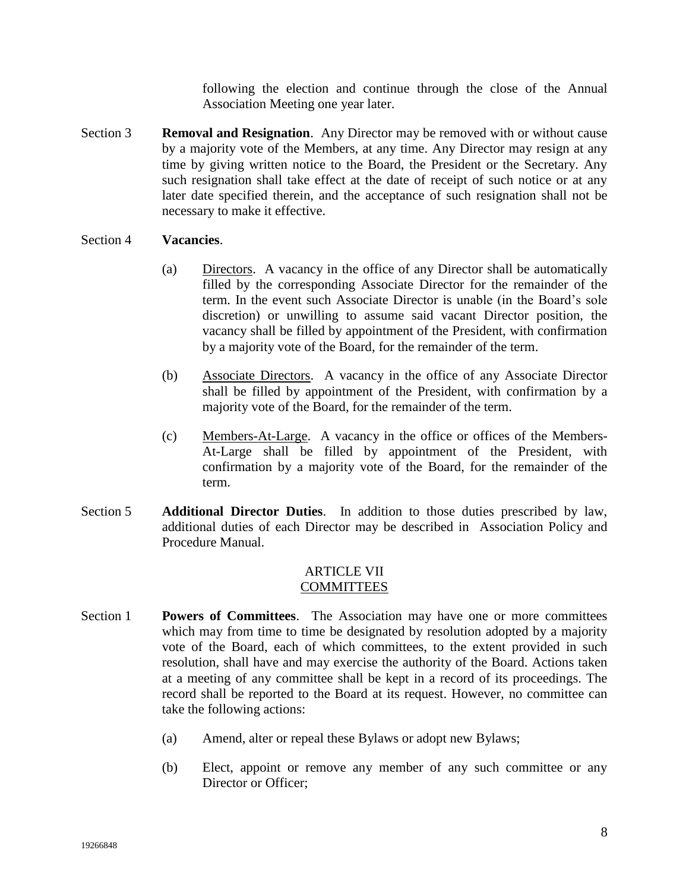following the election and continue through the close of the Annual Association Meeting one year later.

Section 3 **Removal and Resignation**. Any Director may be removed with or without cause by a majority vote of the Members, at any time. Any Director may resign at any time by giving written notice to the Board, the President or the Secretary. Any such resignation shall take effect at the date of receipt of such notice or at any later date specified therein, and the acceptance of such resignation shall not be necessary to make it effective.

Section 4 **Vacancies**.

(a) Directors. A vacancy in the office of any Director shall be automatically filled by the corresponding Associate Director for the remainder of the term. In the event such Associate Director is unable (in the Board's sole discretion) or unwilling to assume said vacant Director position, the vacancy shall be filled by appointment of the President, with confirmation by a majority vote of the Board, for the remainder of the term.

(b) Associate Directors. A vacancy in the office of any Associate Director shall be filled by appointment of the President, with confirmation by a majority vote of the Board, for the remainder of the term.

(c) Members-At-Large. A vacancy in the office or offices of the Members-At-Large shall be filled by appointment of the President, with confirmation by a majority vote of the Board, for the remainder of the term.

Section 5 **Additional Director Duties**. In addition to those duties prescribed by law, additional duties of each Director may be described in Association Policy and Procedure Manual.

## ARTICLE VII
## COMMITTEES

Section 1 **Powers of Committees**. The Association may have one or more committees which may from time to time be designated by resolution adopted by a majority vote of the Board, each of which committees, to the extent provided in such resolution, shall have and may exercise the authority of the Board. Actions taken at a meeting of any committee shall be kept in a record of its proceedings. The record shall be reported to the Board at its request. However, no committee can take the following actions:

(a) Amend, alter or repeal these Bylaws or adopt new Bylaws;

(b) Elect, appoint or remove any member of any such committee or any Director or Officer;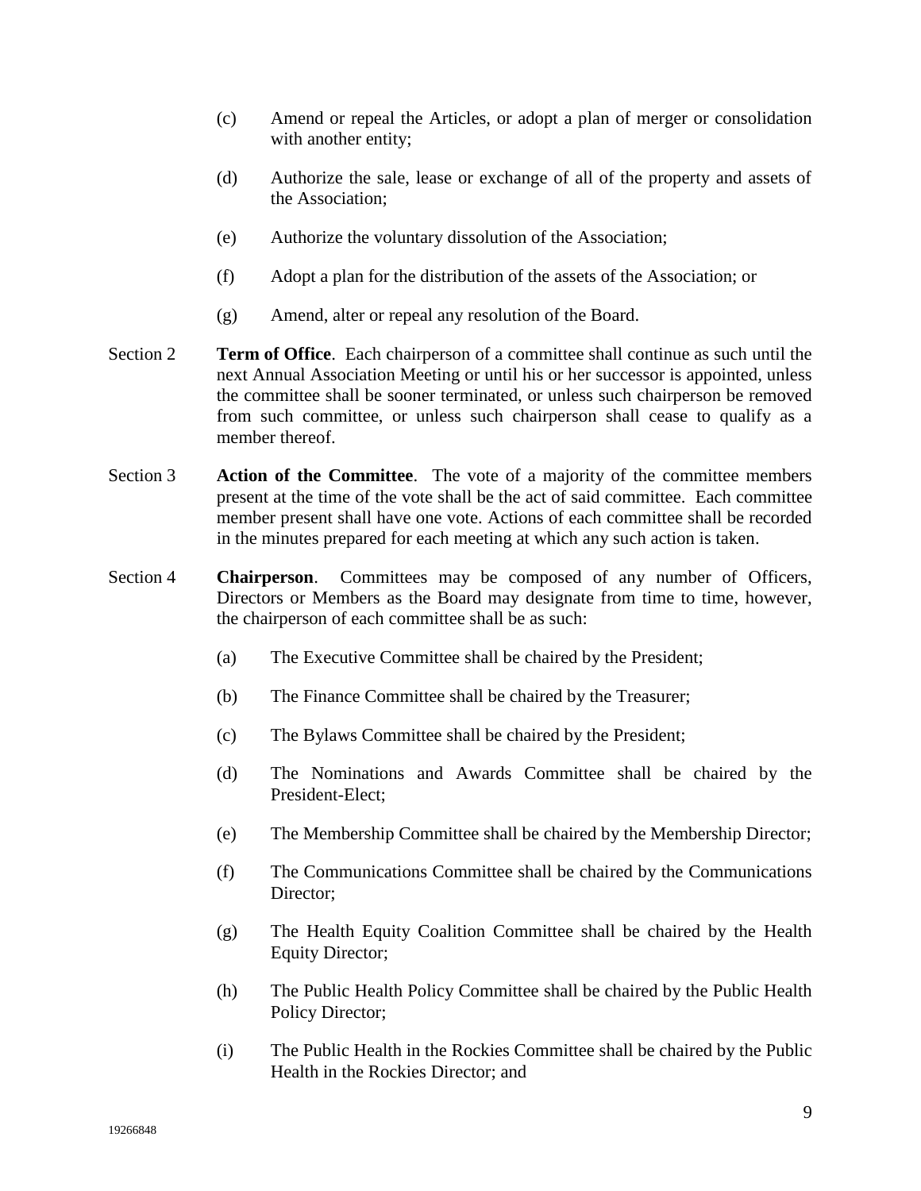(c) Amend or repeal the Articles, or adopt a plan of merger or consolidation with another entity;

(d) Authorize the sale, lease or exchange of all of the property and assets of the Association;

(e) Authorize the voluntary dissolution of the Association;

(f) Adopt a plan for the distribution of the assets of the Association; or

(g) Amend, alter or repeal any resolution of the Board.

Section 2 **Term of Office**. Each chairperson of a committee shall continue as such until the next Annual Association Meeting or until his or her successor is appointed, unless the committee shall be sooner terminated, or unless such chairperson be removed from such committee, or unless such chairperson shall cease to qualify as a member thereof.

Section 3 **Action of the Committee**. The vote of a majority of the committee members present at the time of the vote shall be the act of said committee. Each committee member present shall have one vote. Actions of each committee shall be recorded in the minutes prepared for each meeting at which any such action is taken.

Section 4 **Chairperson**. Committees may be composed of any number of Officers, Directors or Members as the Board may designate from time to time, however, the chairperson of each committee shall be as such:

(a) The Executive Committee shall be chaired by the President;

(b) The Finance Committee shall be chaired by the Treasurer;

(c) The Bylaws Committee shall be chaired by the President;

(d) The Nominations and Awards Committee shall be chaired by the President-Elect;

(e) The Membership Committee shall be chaired by the Membership Director;

(f) The Communications Committee shall be chaired by the Communications Director;

(g) The Health Equity Coalition Committee shall be chaired by the Health Equity Director;

(h) The Public Health Policy Committee shall be chaired by the Public Health Policy Director;

(i) The Public Health in the Rockies Committee shall be chaired by the Public Health in the Rockies Director; and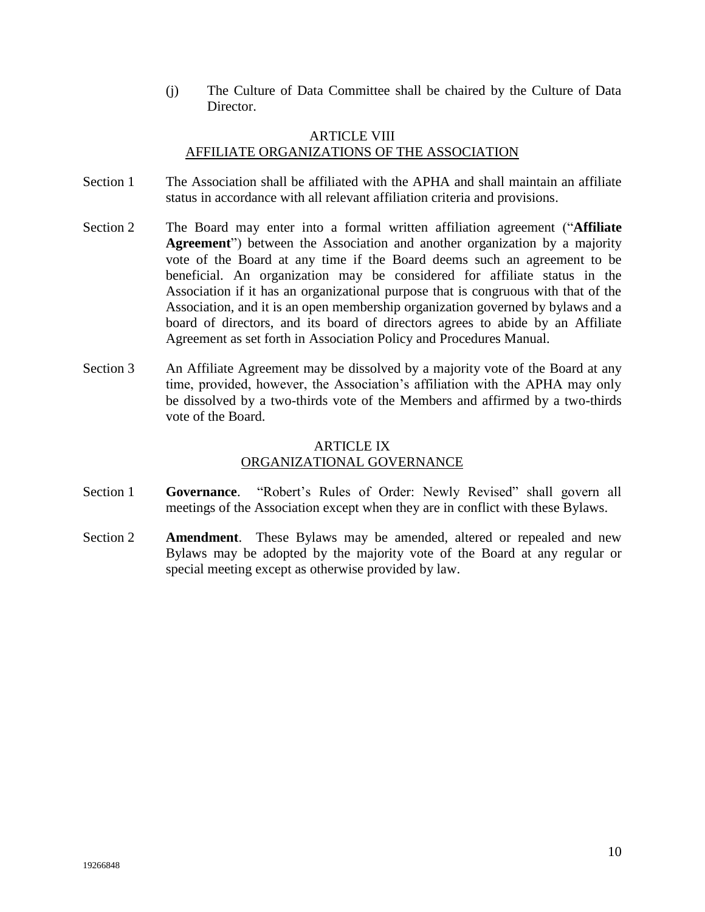(j) The Culture of Data Committee shall be chaired by the Culture of Data Director.

## ARTICLE VIII
## AFFILIATE ORGANIZATIONS OF THE ASSOCIATION

Section 1 The Association shall be affiliated with the APHA and shall maintain an affiliate status in accordance with all relevant affiliation criteria and provisions.

Section 2 The Board may enter into a formal written affiliation agreement ("**Affiliate Agreement**") between the Association and another organization by a majority vote of the Board at any time if the Board deems such an agreement to be beneficial. An organization may be considered for affiliate status in the Association if it has an organizational purpose that is congruous with that of the Association, and it is an open membership organization governed by bylaws and a board of directors, and its board of directors agrees to abide by an Affiliate Agreement as set forth in Association Policy and Procedures Manual.

Section 3 An Affiliate Agreement may be dissolved by a majority vote of the Board at any time, provided, however, the Association's affiliation with the APHA may only be dissolved by a two-thirds vote of the Members and affirmed by a two-thirds vote of the Board.

## ARTICLE IX
## ORGANIZATIONAL GOVERNANCE

Section 1 **Governance**. "Robert's Rules of Order: Newly Revised" shall govern all meetings of the Association except when they are in conflict with these Bylaws.

Section 2 **Amendment**. These Bylaws may be amended, altered or repealed and new Bylaws may be adopted by the majority vote of the Board at any regular or special meeting except as otherwise provided by law.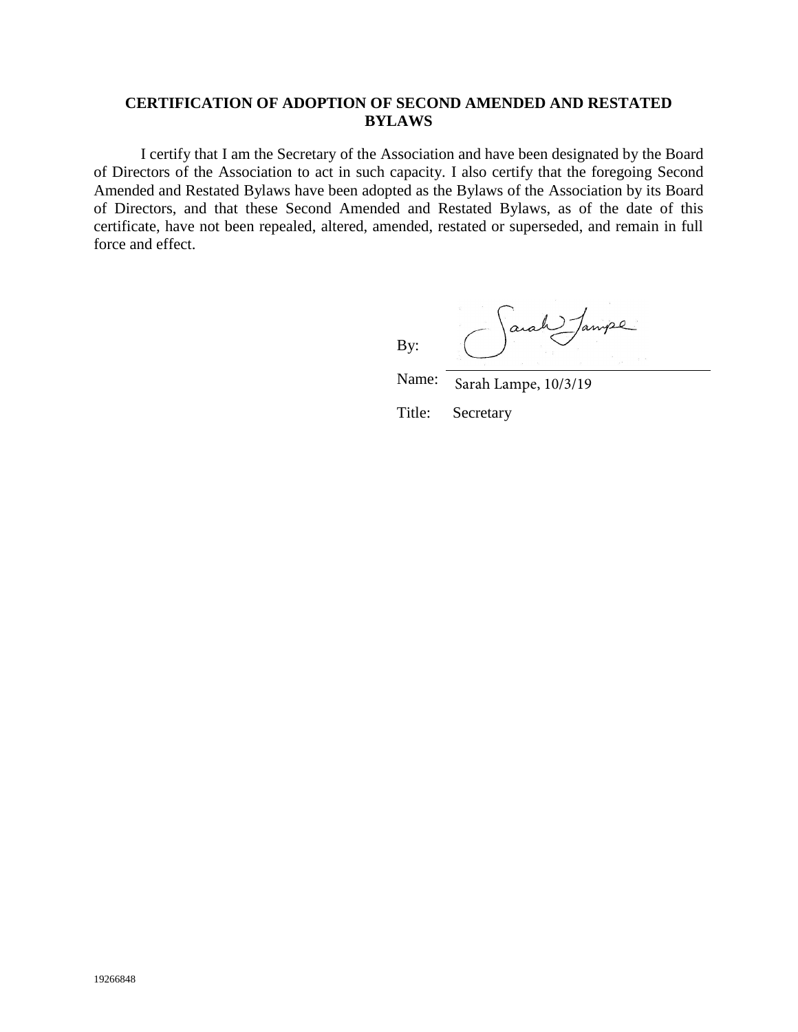**CERTIFICATION OF ADOPTION OF SECOND AMENDED AND RESTATED BYLAWS**

I certify that I am the Secretary of the Association and have been designated by the Board of Directors of the Association to act in such capacity. I also certify that the foregoing Second Amended and Restated Bylaws have been adopted as the Bylaws of the Association by its Board of Directors, and that these Second Amended and Restated Bylaws, as of the date of this certificate, have not been repealed, altered, amended, restated or superseded, and remain in full force and effect.

By: Sarah Lampe

Name: Sarah Lampe, 10/3/19

Title: Secretary

19266848